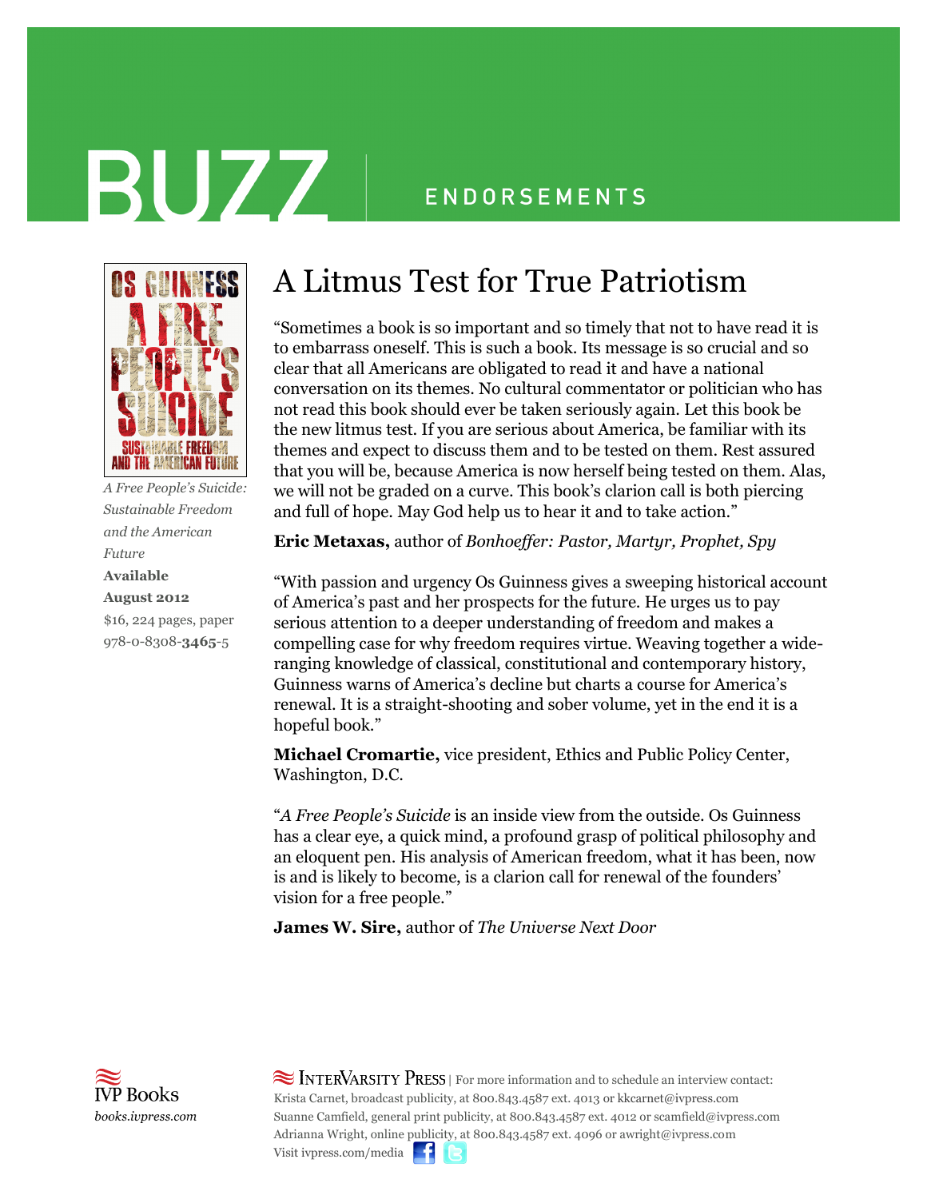# BUZZ | ENDORSEMENTS

## A Litmus Test for True Patriotism

*A Free People's Suicide: Sustainable Freedom and the American Future*

**Available August 2012**

$16, 224 pages, paper

978-0-8308-**3465**-5

"Sometimes a book is so important and so timely that not to have read it is to embarrass oneself. This is such a book. Its message is so crucial and so clear that all Americans are obligated to read it and have a national conversation on its themes. No cultural commentator or politician who has not read this book should ever be taken seriously again. Let this book be the new litmus test. If you are serious about America, be familiar with its themes and expect to discuss them and to be tested on them. Rest assured that you will be, because America is now herself being tested on them. Alas, we will not be graded on a curve. This book's clarion call is both piercing and full of hope. May God help us to hear it and to take action."

**Eric Metaxas,** author of *Bonhoeffer: Pastor, Martyr, Prophet, Spy*

"With passion and urgency Os Guinness gives a sweeping historical account of America's past and her prospects for the future. He urges us to pay serious attention to a deeper understanding of freedom and makes a compelling case for why freedom requires virtue. Weaving together a wide-ranging knowledge of classical, constitutional and contemporary history, Guinness warns of America's decline but charts a course for America's renewal. It is a straight-shooting and sober volume, yet in the end it is a hopeful book."

**Michael Cromartie,** vice president, Ethics and Public Policy Center, Washington, D.C.

"*A Free People's Suicide* is an inside view from the outside. Os Guinness has a clear eye, a quick mind, a profound grasp of political philosophy and an eloquent pen. His analysis of American freedom, what it has been, now is and is likely to become, is a clarion call for renewal of the founders' vision for a free people."

**James W. Sire,** author of *The Universe Next Door*

IVP Books
*books.ivpress.com*

InterVarsity Press | For more information and to schedule an interview contact:
Krista Carnet, broadcast publicity, at 800.843.4587 ext. 4013 or kkcarnet@ivpress.com
Suanne Camfield, general print publicity, at 800.843.4587 ext. 4012 or scamfield@ivpress.com
Adrianna Wright, online publicity, at 800.843.4587 ext. 4096 or awright@ivpress.com
Visit ivpress.com/media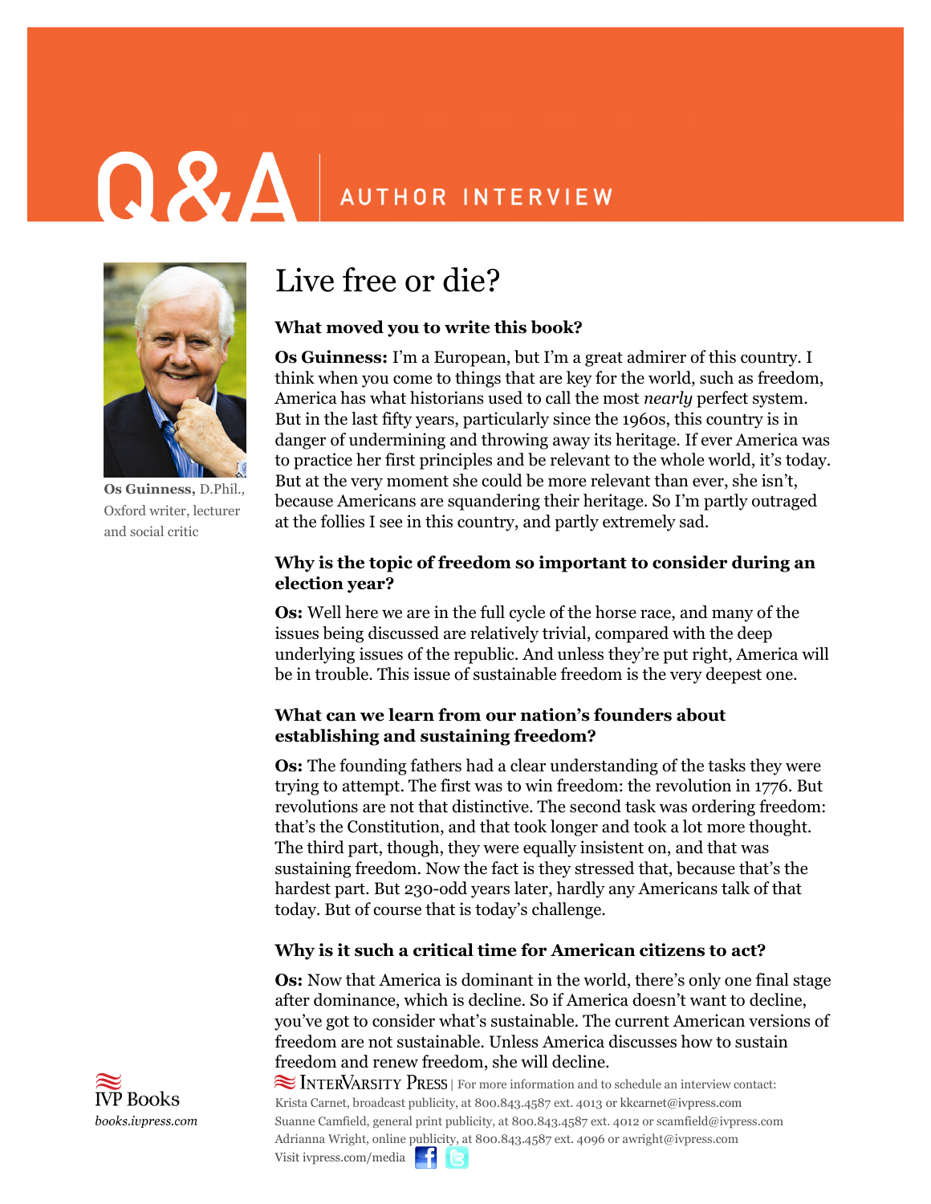# Q&A | AUTHOR INTERVIEW

Os Guinness, D.Phil., Oxford writer, lecturer and social critic

## Live free or die?

**What moved you to write this book?**

**Os Guinness:** I'm a European, but I'm a great admirer of this country. I think when you come to things that are key for the world, such as freedom, America has what historians used to call the most *nearly* perfect system. But in the last fifty years, particularly since the 1960s, this country is in danger of undermining and throwing away its heritage. If ever America was to practice her first principles and be relevant to the whole world, it's today. But at the very moment she could be more relevant than ever, she isn't, because Americans are squandering their heritage. So I'm partly outraged at the follies I see in this country, and partly extremely sad.

**Why is the topic of freedom so important to consider during an election year?**

**Os:** Well here we are in the full cycle of the horse race, and many of the issues being discussed are relatively trivial, compared with the deep underlying issues of the republic. And unless they're put right, America will be in trouble. This issue of sustainable freedom is the very deepest one.

**What can we learn from our nation's founders about establishing and sustaining freedom?**

**Os:** The founding fathers had a clear understanding of the tasks they were trying to attempt. The first was to win freedom: the revolution in 1776. But revolutions are not that distinctive. The second task was ordering freedom: that's the Constitution, and that took longer and took a lot more thought. The third part, though, they were equally insistent on, and that was sustaining freedom. Now the fact is they stressed that, because that's the hardest part. But 230-odd years later, hardly any Americans talk of that today. But of course that is today's challenge.

**Why is it such a critical time for American citizens to act?**

**Os:** Now that America is dominant in the world, there's only one final stage after dominance, which is decline. So if America doesn't want to decline, you've got to consider what's sustainable. The current American versions of freedom are not sustainable. Unless America discusses how to sustain freedom and renew freedom, she will decline.

IVP Books
*books.ivpress.com*

InterVarsity Press | For more information and to schedule an interview contact:
Krista Carnet, broadcast publicity, at 800.843.4587 ext. 4013 or kkcarnet@ivpress.com
Suanne Camfield, general print publicity, at 800.843.4587 ext. 4012 or scamfield@ivpress.com
Adrianna Wright, online publicity, at 800.843.4587 ext. 4096 or awright@ivpress.com
Visit ivpress.com/media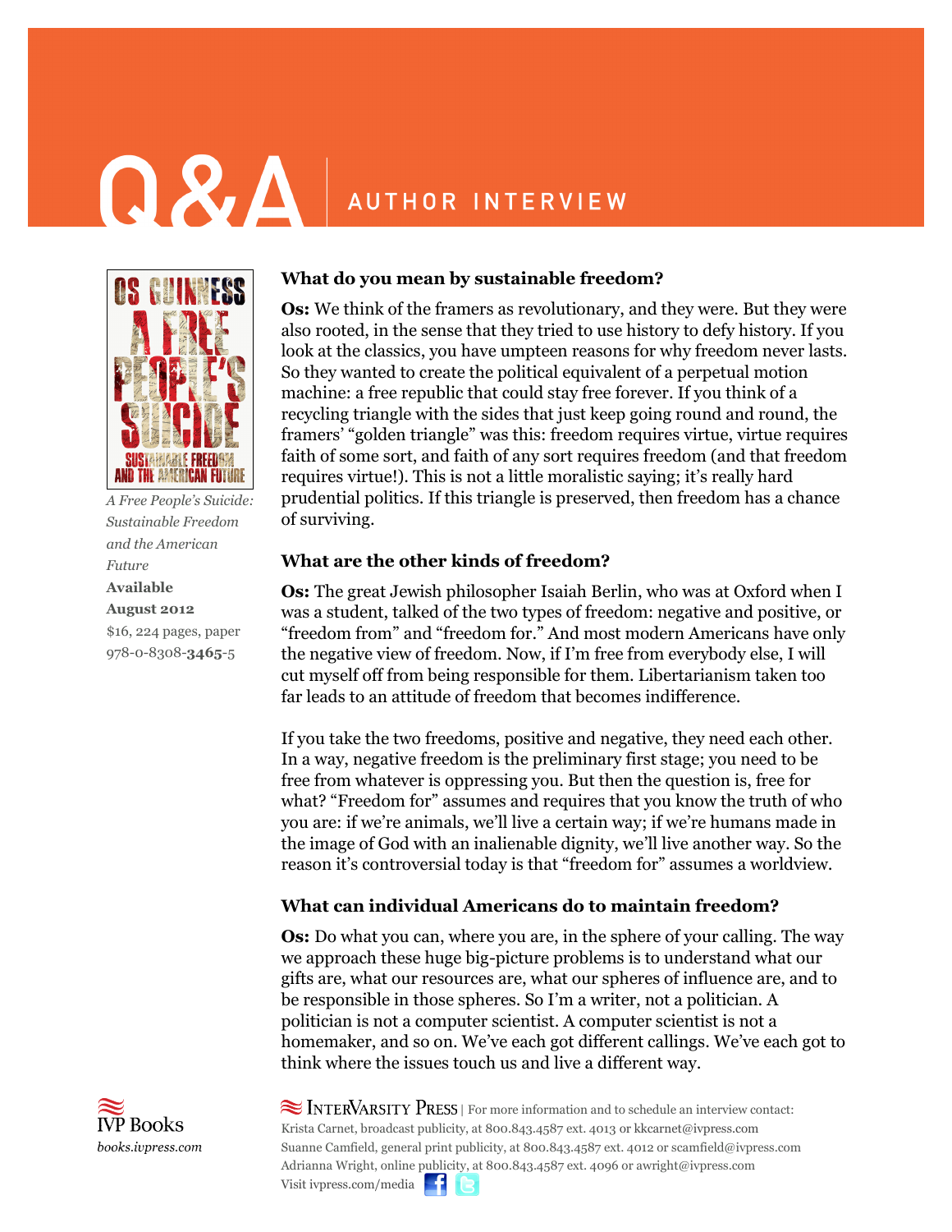# Q&A | AUTHOR INTERVIEW

*A Free People's Suicide: Sustainable Freedom and the American Future*

**Available August 2012**

$16, 224 pages, paper

978-0-8308-**3465**-5

### What do you mean by sustainable freedom?

**Os:** We think of the framers as revolutionary, and they were. But they were also rooted, in the sense that they tried to use history to defy history. If you look at the classics, you have umpteen reasons for why freedom never lasts. So they wanted to create the political equivalent of a perpetual motion machine: a free republic that could stay free forever. If you think of a recycling triangle with the sides that just keep going round and round, the framers' "golden triangle" was this: freedom requires virtue, virtue requires faith of some sort, and faith of any sort requires freedom (and that freedom requires virtue!). This is not a little moralistic saying; it's really hard prudential politics. If this triangle is preserved, then freedom has a chance of surviving.

### What are the other kinds of freedom?

**Os:** The great Jewish philosopher Isaiah Berlin, who was at Oxford when I was a student, talked of the two types of freedom: negative and positive, or "freedom from" and "freedom for." And most modern Americans have only the negative view of freedom. Now, if I'm free from everybody else, I will cut myself off from being responsible for them. Libertarianism taken too far leads to an attitude of freedom that becomes indifference.

If you take the two freedoms, positive and negative, they need each other. In a way, negative freedom is the preliminary first stage; you need to be free from whatever is oppressing you. But then the question is, free for what? "Freedom for" assumes and requires that you know the truth of who you are: if we're animals, we'll live a certain way; if we're humans made in the image of God with an inalienable dignity, we'll live another way. So the reason it's controversial today is that "freedom for" assumes a worldview.

### What can individual Americans do to maintain freedom?

**Os:** Do what you can, where you are, in the sphere of your calling. The way we approach these huge big-picture problems is to understand what our gifts are, what our resources are, what our spheres of influence are, and to be responsible in those spheres. So I'm a writer, not a politician. A politician is not a computer scientist. A computer scientist is not a homemaker, and so on. We've each got different callings. We've each got to think where the issues touch us and live a different way.

IVP Books
*books.ivpress.com*

InterVarsity Press | For more information and to schedule an interview contact:
Krista Carnet, broadcast publicity, at 800.843.4587 ext. 4013 or kkcarnet@ivpress.com
Suanne Camfield, general print publicity, at 800.843.4587 ext. 4012 or scamfield@ivpress.com
Adrianna Wright, online publicity, at 800.843.4587 ext. 4096 or awright@ivpress.com
Visit ivpress.com/media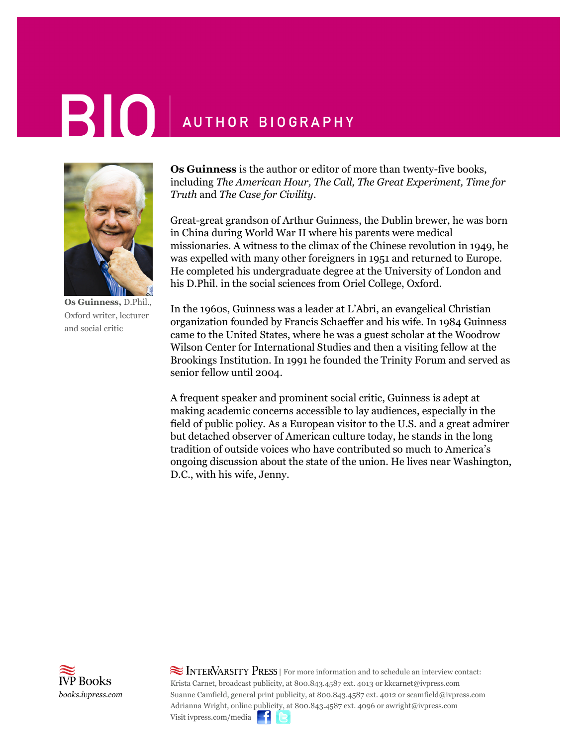# BIO

## AUTHOR BIOGRAPHY

**Os Guinness,** D.Phil., Oxford writer, lecturer and social critic

**Os Guinness** is the author or editor of more than twenty-five books, including *The American Hour, The Call, The Great Experiment, Time for Truth* and *The Case for Civility*.

Great-great grandson of Arthur Guinness, the Dublin brewer, he was born in China during World War II where his parents were medical missionaries. A witness to the climax of the Chinese revolution in 1949, he was expelled with many other foreigners in 1951 and returned to Europe. He completed his undergraduate degree at the University of London and his D.Phil. in the social sciences from Oriel College, Oxford.

In the 1960s, Guinness was a leader at L'Abri, an evangelical Christian organization founded by Francis Schaeffer and his wife. In 1984 Guinness came to the United States, where he was a guest scholar at the Woodrow Wilson Center for International Studies and then a visiting fellow at the Brookings Institution. In 1991 he founded the Trinity Forum and served as senior fellow until 2004.

A frequent speaker and prominent social critic, Guinness is adept at making academic concerns accessible to lay audiences, especially in the field of public policy. As a European visitor to the U.S. and a great admirer but detached observer of American culture today, he stands in the long tradition of outside voices who have contributed so much to America's ongoing discussion about the state of the union. He lives near Washington, D.C., with his wife, Jenny.

IVP Books
*books.ivpress.com*

InterVarsity Press | For more information and to schedule an interview contact:
Krista Carnet, broadcast publicity, at 800.843.4587 ext. 4013 or kkcarnet@ivpress.com
Suanne Camfield, general print publicity, at 800.843.4587 ext. 4012 or scamfield@ivpress.com
Adrianna Wright, online publicity, at 800.843.4587 ext. 4096 or awright@ivpress.com
Visit ivpress.com/media